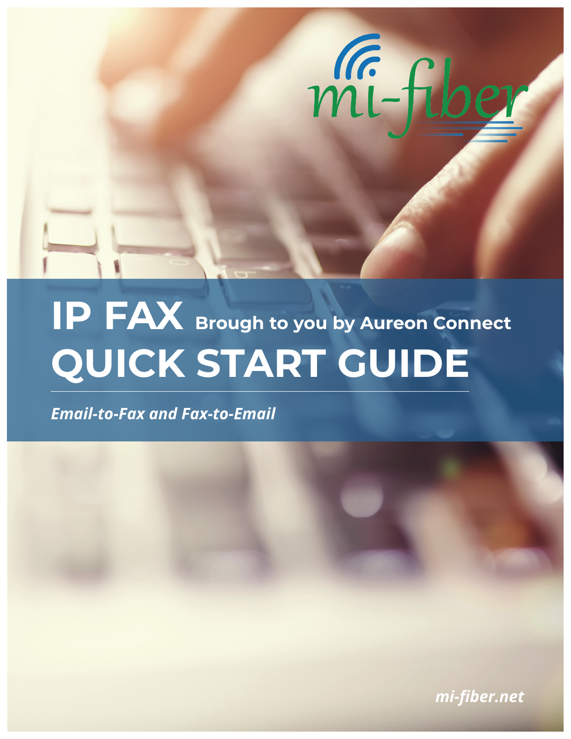mi-fiber

# IP FAX Brough to you by Aureon Connect

# QUICK START GUIDE

***Email-to-Fax and Fax-to-Email***

***mi-fiber.net***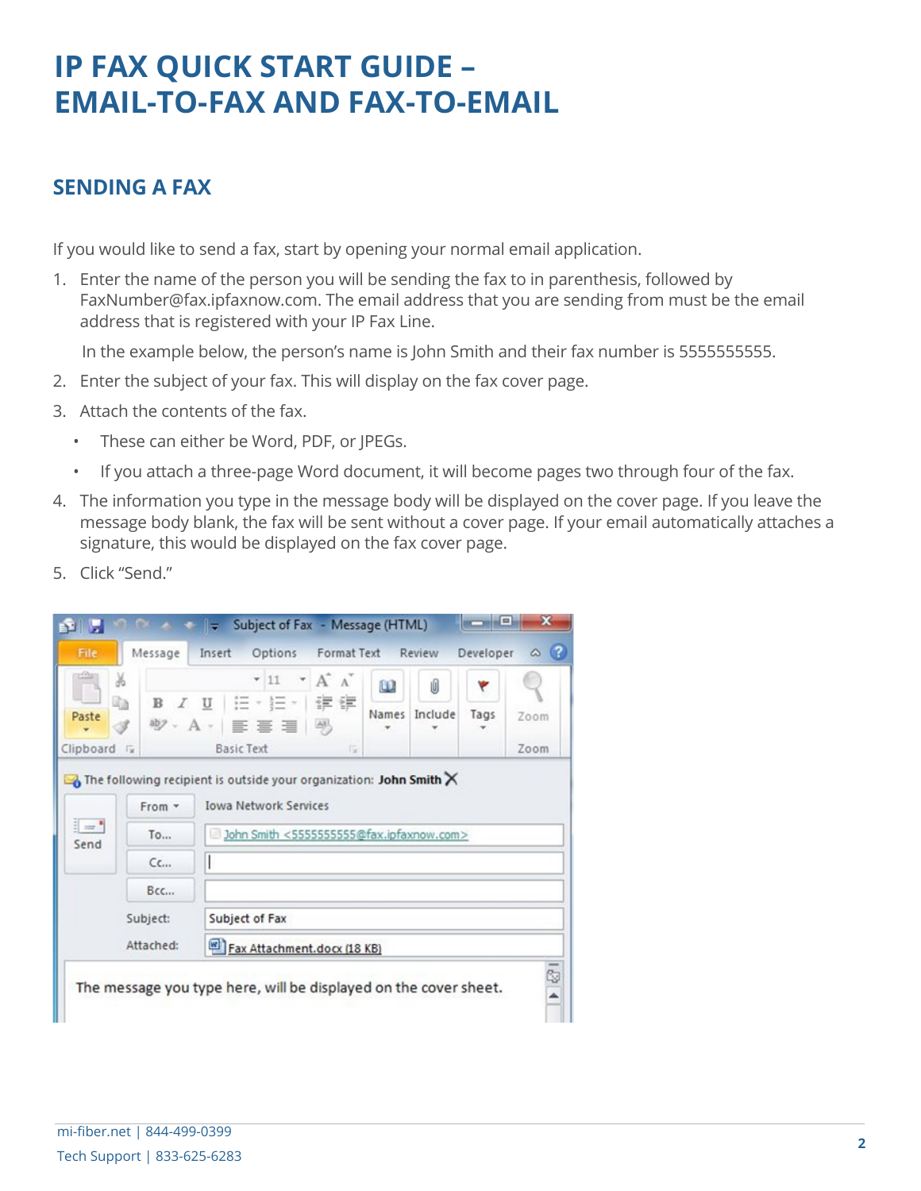# IP FAX QUICK START GUIDE – EMAIL-TO-FAX AND FAX-TO-EMAIL

## SENDING A FAX

If you would like to send a fax, start by opening your normal email application.

1. Enter the name of the person you will be sending the fax to in parenthesis, followed by FaxNumber@fax.ipfaxnow.com. The email address that you are sending from must be the email address that is registered with your IP Fax Line.

   In the example below, the person's name is John Smith and their fax number is 5555555555.

2. Enter the subject of your fax. This will display on the fax cover page.
3. Attach the contents of the fax.
   - These can either be Word, PDF, or JPEGs.
   - If you attach a three-page Word document, it will become pages two through four of the fax.
4. The information you type in the message body will be displayed on the cover page. If you leave the message body blank, the fax will be sent without a cover page. If your email automatically attaches a signature, this would be displayed on the fax cover page.
5. Click "Send."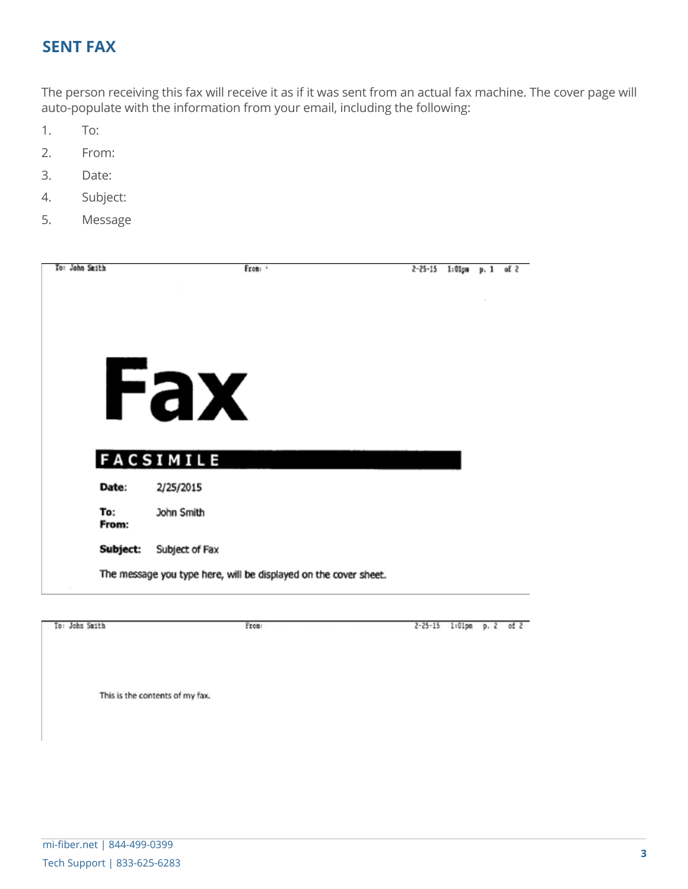## SENT FAX

The person receiving this fax will receive it as if it was sent from an actual fax machine. The cover page will auto-populate with the information from your email, including the following:

1. To:
2. From:
3. Date:
4. Subject:
5. Message

To: John Smith　　From:　　2-25-15　1:01pm　p. 1　of 2

# Fax

**FACSIMILE**

**Date:** 2/25/2015

**To:** John Smith
**From:**

**Subject:** Subject of Fax

The message you type here, will be displayed on the cover sheet.

To: John Smith　　From:　　2-25-15　1:01pm　p. 2　of 2

This is the contents of my fax.

mi-fiber.net | 844-499-0399

Tech Support | 833-625-6283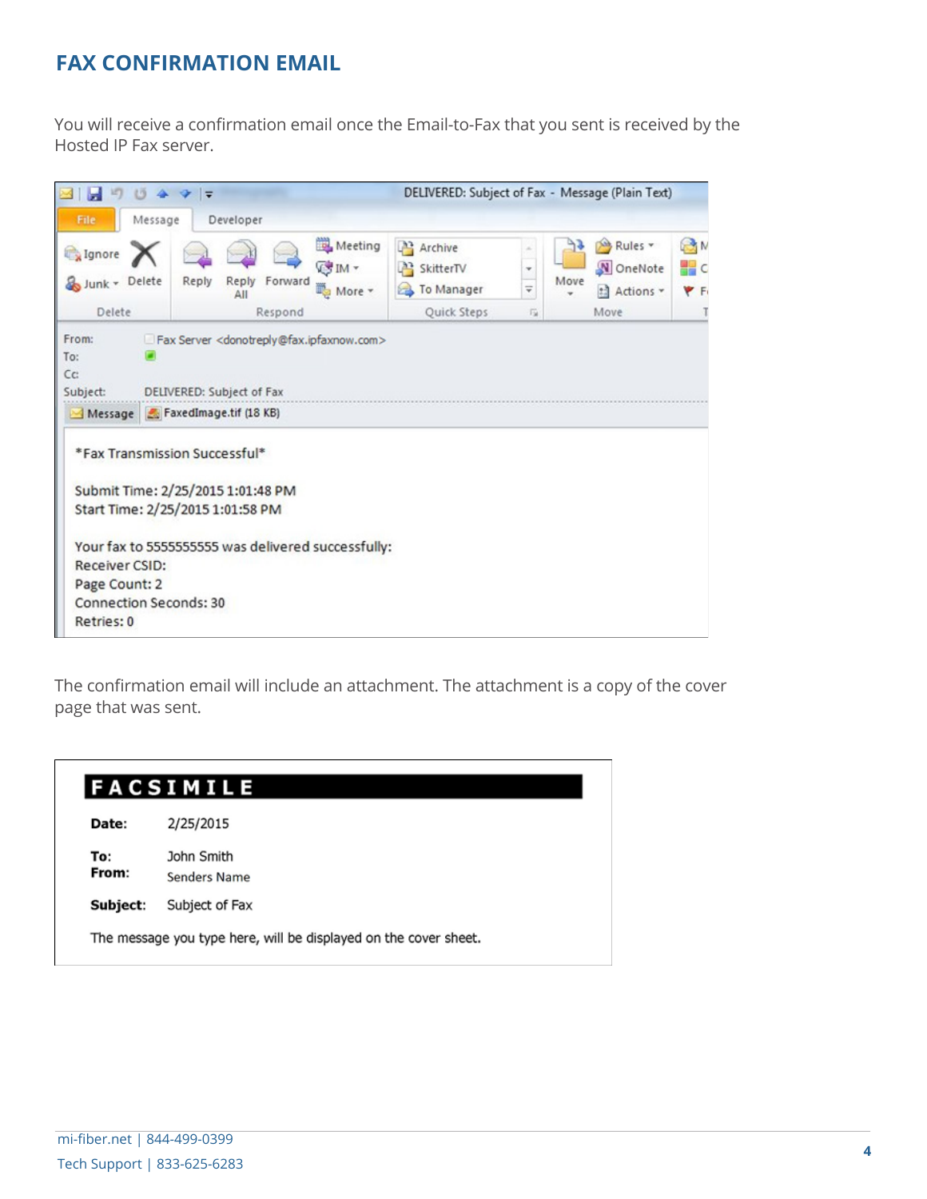## FAX CONFIRMATION EMAIL

You will receive a confirmation email once the Email-to-Fax that you sent is received by the Hosted IP Fax server.

DELIVERED: Subject of Fax - Message (Plain Text)

From: Fax Server <donotreply@fax.ipfaxnow.com>
To:
Cc:
Subject: DELIVERED: Subject of Fax

Message | FaxedImage.tif (18 KB)

*Fax Transmission Successful*

Submit Time: 2/25/2015 1:01:48 PM
Start Time: 2/25/2015 1:01:58 PM

Your fax to 5555555555 was delivered successfully:
Receiver CSID:
Page Count: 2
Connection Seconds: 30
Retries: 0

The confirmation email will include an attachment. The attachment is a copy of the cover page that was sent.

**FACSIMILE**

**Date:** 2/25/2015

**To:** John Smith
**From:** Senders Name

**Subject:** Subject of Fax

The message you type here, will be displayed on the cover sheet.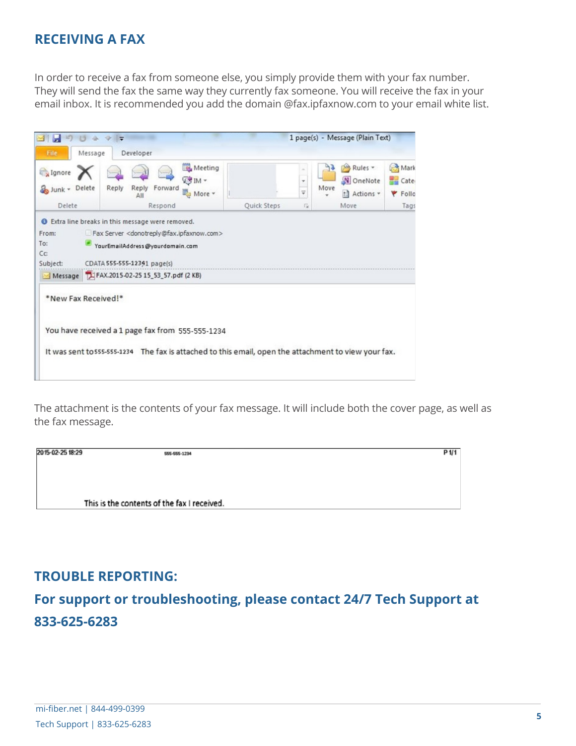## RECEIVING A FAX

In order to receive a fax from someone else, you simply provide them with your fax number. They will send the fax the same way they currently fax someone. You will receive the fax in your email inbox. It is recommended you add the domain @fax.ipfaxnow.com to your email white list.

The attachment is the contents of your fax message. It will include both the cover page, as well as the fax message.

## TROUBLE REPORTING:

## For support or troubleshooting, please contact 24/7 Tech Support at 833-625-6283

mi-fiber.net | 844-499-0399
Tech Support | 833-625-6283